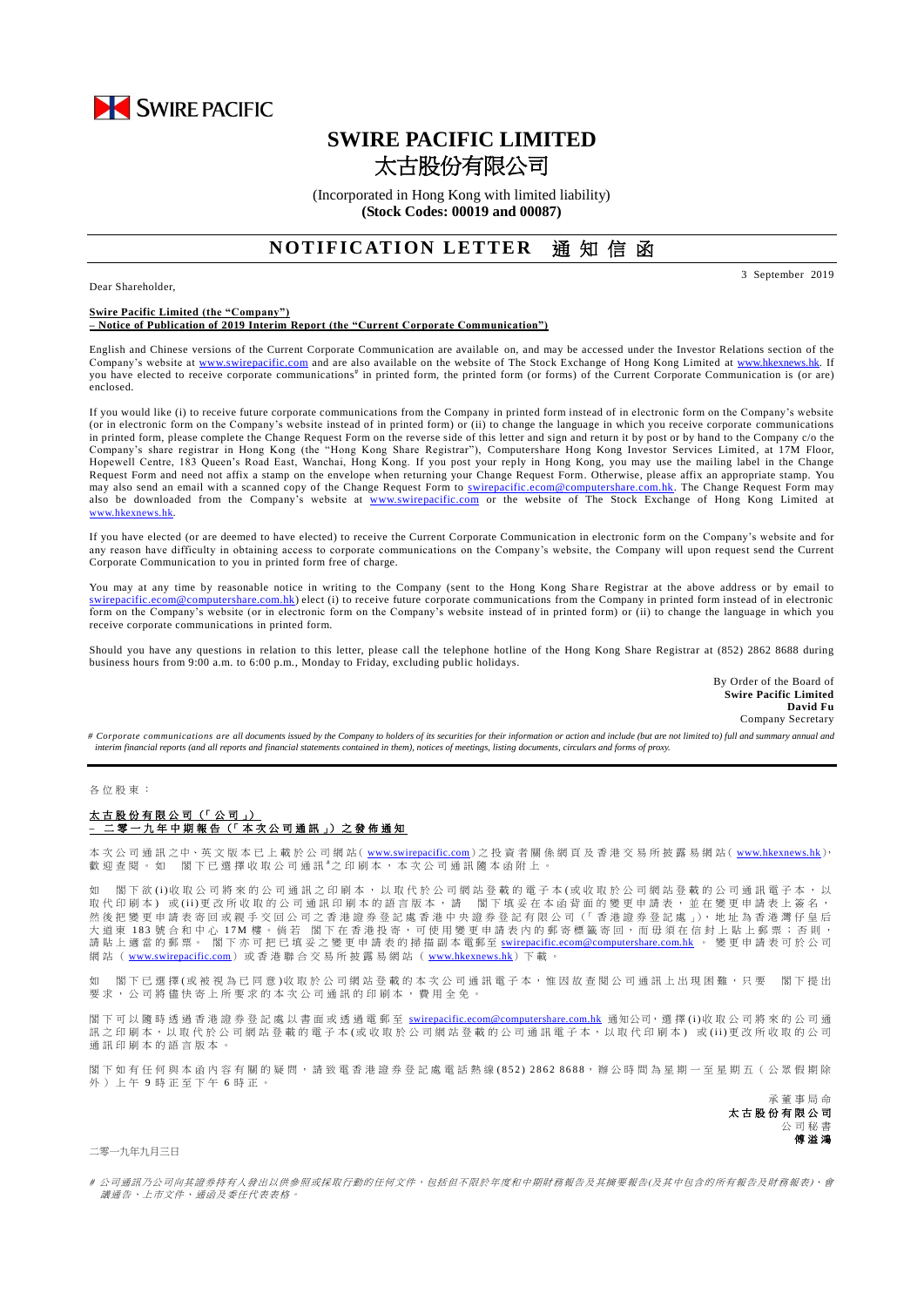SWIRE PACIFIC

# SWIRE PACIFIC LIMITED
# 太古股份有限公司

(Incorporated in Hong Kong with limited liability)
**(Stock Codes: 00019 and 00087)**

## NOTIFICATION LETTER 通知信函

3 September 2019

Dear Shareholder,

**Swire Pacific Limited (the "Company")**
**– Notice of Publication of 2019 Interim Report (the "Current Corporate Communication")**

English and Chinese versions of the Current Corporate Communication are available on, and may be accessed under the Investor Relations section of the Company's website at www.swirepacific.com and are also available on the website of The Stock Exchange of Hong Kong Limited at www.hkexnews.hk. If you have elected to receive corporate communications# in printed form, the printed form (or forms) of the Current Corporate Communication is (or are) enclosed.

If you would like (i) to receive future corporate communications from the Company in printed form instead of in electronic form on the Company's website (or in electronic form on the Company's website instead of in printed form) or (ii) to change the language in which you receive corporate communications in printed form, please complete the Change Request Form on the reverse side of this letter and sign and return it by post or by hand to the Company c/o the Company's share registrar in Hong Kong (the "Hong Kong Share Registrar"), Computershare Hong Kong Investor Services Limited, at 17M Floor, Hopewell Centre, 183 Queen's Road East, Wanchai, Hong Kong. If you post your reply in Hong Kong, you may use the mailing label in the Change Request Form and need not affix a stamp on the envelope when returning your Change Request Form. Otherwise, please affix an appropriate stamp. You may also send an email with a scanned copy of the Change Request Form to swirepacific.ecom@computershare.com.hk. The Change Request Form may also be downloaded from the Company's website at www.swirepacific.com or the website of The Stock Exchange of Hong Kong Limited at www.hkexnews.hk.

If you have elected (or are deemed to have elected) to receive the Current Corporate Communication in electronic form on the Company's website and for any reason have difficulty in obtaining access to corporate communications on the Company's website, the Company will upon request send the Current Corporate Communication to you in printed form free of charge.

You may at any time by reasonable notice in writing to the Company (sent to the Hong Kong Share Registrar at the above address or by email to swirepacific.ecom@computershare.com.hk) elect (i) to receive future corporate communications from the Company in printed form instead of in electronic form on the Company's website (or in electronic form on the Company's website instead of in printed form) or (ii) to change the language in which you receive corporate communications in printed form.

Should you have any questions in relation to this letter, please call the telephone hotline of the Hong Kong Share Registrar at (852) 2862 8688 during business hours from 9:00 a.m. to 6:00 p.m., Monday to Friday, excluding public holidays.

By Order of the Board of
**Swire Pacific Limited**
**David Fu**
Company Secretary

*# Corporate communications are all documents issued by the Company to holders of its securities for their information or action and include (but are not limited to) full and summary annual and interim financial reports (and all reports and financial statements contained in them), notices of meetings, listing documents, circulars and forms of proxy.*

---

各位股東：

**太古股份有限公司(「公司」)**
**– 二零一九年中期報告(「本次公司通訊」)之發佈通知**

本次公司通訊之中、英文版本已上載於公司網站(www.swirepacific.com)之投資者關係網頁及香港交易所披露易網站(www.hkexnews.hk)，歡迎查閱。如 閣下已選擇收取公司通訊#之印刷本，本次公司通訊隨本函附上。

如 閣下欲(i)收取公司將來的公司通訊之印刷本，以取代於公司網站登載的電子本(或收取於公司網站登載的公司通訊電子本，以取代印刷本)或(ii)更改所收取的公司通訊印刷本的語言版本，請 閣下填妥在本函背面的變更申請表，並在變更申請表上簽名，然後把變更申請表寄回或親手交回公司之香港證券登記處香港中央證券登記有限公司(「香港證券登記處」)，地址為香港灣仔皇后大道東183號合和中心17M樓。倘若 閣下在香港投寄，可使用變更申請表內的郵寄標籤寄回，而毋須在信封上貼上郵票；否則，請貼上適當的郵票。 閣下亦可把已填妥之變更申請表的掃描副本電郵至 swirepacific.ecom@computershare.com.hk 。變更申請表可於公司網站(www.swirepacific.com)或香港聯合交易所披露易網站(www.hkexnews.hk)下載。

如 閣下已選擇(或被視為已同意)收取於公司網站登載的本次公司通訊電子本，惟因故查閱公司通訊上出現困難，只要 閣下提出要求，公司將儘快寄上所要求的本次公司通訊的印刷本，費用全免。

閣下可以隨時透過香港證券登記處以書面或透過電郵至 swirepacific.ecom@computershare.com.hk 通知公司，選擇(i)收取公司將來的公司通訊之印刷本，以取代於公司網站登載的電子本(或收取於公司網站登載的公司通訊電子本，以取代印刷本)或(ii)更改所收取的公司通訊印刷本的語言版本。

閣下如有任何與本函內容有關的疑問，請致電香港證券登記處電話熱線(852) 2862 8688，辦公時間為星期一至星期五(公眾假期除外)上午9時正至下午6時正。

承董事局命
**太古股份有限公司**
公司秘書
**傅溢鴻**

二零一九年九月三日

*# 公司通訊乃公司向其證券持有人發出以供參照或採取行動的任何文件，包括但不限於年度和中期財務報告及其摘要報告(及其中包含的所有報告及財務報表)、會議通告、上市文件、通函及委任代表表格。*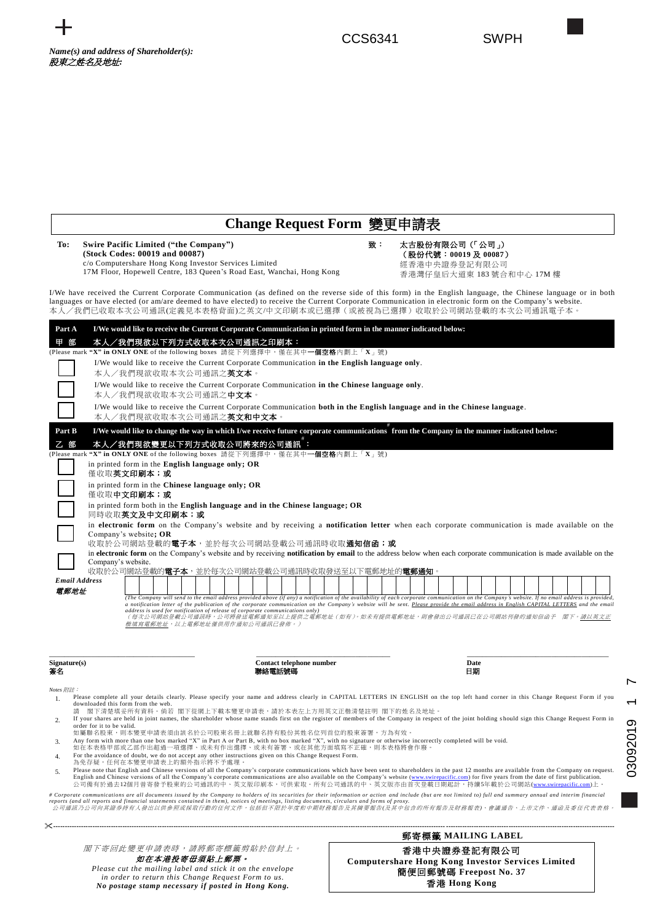CCS6341 SWPH

*Name(s) and address of Shareholder(s):*
*股東之姓名及地址:*

# Change Request Form 變更申請表

**To: Swire Pacific Limited ("the Company")**
**(Stock Codes: 00019 and 00087)**
c/o Computershare Hong Kong Investor Services Limited
17M Floor, Hopewell Centre, 183 Queen's Road East, Wanchai, Hong Kong

**致： 太古股份有限公司（「公司」）**
**（股份代號：00019 及 00087）**
經香港中央證券登記有限公司
香港灣仔皇后大道東 183 號合和中心 17M 樓

I/We have received the Current Corporate Communication (as defined on the reverse side of this form) in the English language, the Chinese language or in both languages or have elected (or am/are deemed to have elected) to receive the Current Corporate Communication in electronic form on the Company's website.
本人／我們已收取本次公司通訊(定義見本表格背面)之英文/中文印刷本或已選擇（或被視為已選擇）收取於公司網站登載的本次公司通訊電子本。

## Part A I/We would like to receive the Current Corporate Communication in printed form in the manner indicated below:
## 甲 部 本人／我們現欲以下列方式收取本次公司通訊之印刷本：

(Please mark **"X" in ONLY ONE** of the following boxes 請從下列選擇中，僅在其中**一個空格**內劃上「**X**」號)

☐ I/We would like to receive the Current Corporate Communication **in the English language only**.
本人／我們現欲收取本次公司通訊之**英文本**。

☐ I/We would like to receive the Current Corporate Communication **in the Chinese language only**.
本人／我們現欲收取本次公司通訊之**中文本**。

☐ I/We would like to receive the Current Corporate Communication **both in the English language and in the Chinese language**.
本人／我們現欲收取本次公司通訊之**英文和中文本**。

## Part B I/We would like to change the way in which I/we receive future corporate communications# from the Company in the manner indicated below:
## 乙 部 本人／我們現欲變更以下列方式收取公司將來的公司通訊#：

(Please mark **"X" in ONLY ONE** of the following boxes 請從下列選擇中，僅在其中**一個空格**內劃上「**X**」號)

☐ in printed form in the **English language only; OR**
僅收取**英文印刷本；或**

☐ in printed form in the **Chinese language only; OR**
僅收取**中文印刷本；或**

☐ in printed form both in the **English language and in the Chinese language; OR**
同時收取**英文及中文印刷本；或**

☐ in **electronic form** on the Company's website and by receiving a **notification letter** when each corporate communication is made available on the Company's website**; OR**
收取於公司網站登載的**電子本**，並於每次公司網站登載公司通訊時收取**通知信函；或**

☐ in **electronic form** on the Company's website and by receiving **notification by email** to the address below when each corporate communication is made available on the Company's website.
收取於公司網站登載的**電子本**，並於每次公司網站登載公司通訊時收取發送至以下電郵地址的**電郵通知**。

***Email Address***
***電郵地址***

*(The Company will send to the email address provided above (if any) a notification of the availability of each corporate communication on the Company's website. If no email address is provided, a notification letter of the publication of the corporate communication on the Company's website will be sent. Please provide the email address in English CAPITAL LETTERS and the email address is used for notification of release of corporate communications only)*
*（每次公司網站登載公司通訊時，公司將發送電郵通知至以上提供之電郵地址（如有）。如未有提供電郵地址，則會發出公司通訊已在公司網站刊發的通知信函予 閣下。請以英文正楷填寫電郵地址，以上電郵地址僅供用作通知公司通訊已發佈。）*

**Signature(s)** **簽名**

**Contact telephone number** **聯絡電話號碼**

**Date** **日期**

*Notes 附註：*

1. Please complete all your details clearly. Please specify your name and address clearly in CAPITAL LETTERS IN ENGLISH on the top left hand corner in this Change Request Form if you downloaded this form from the web.
請 閣下清楚填妥所有資料。倘若 閣下從網上下載本變更申請表，請於本表左上方用英文正楷清楚註明 閣下的姓名及地址。
2. If your shares are held in joint names, the shareholder whose name stands first on the register of members of the Company in respect of the joint holding should sign this Change Request Form in order for it to be valid.
如屬聯名股東，則本變更申請表須由該名於公司股東名冊上就聯名持有股份其姓名位列首位的股東簽署，方為有效。
3. Any form with more than one box marked "X" in Part A or Part B, with no box marked "X", with no signature or otherwise incorrectly completed will be void.
如在本表格甲部或乙部作出超過一項選擇、或未有作出選擇、或未有簽署、或在其他方面填寫不正確，則本表格將會作廢。
4. For the avoidance of doubt, we do not accept any other instructions given on this Change Request Form.
為免存疑，任何在本變更申請表上的額外指示將不予處理。
5. Please note that English and Chinese versions of all the Company's corporate communications which have been sent to shareholders in the past 12 months are available from the Company on request. English and Chinese versions of all the Company's corporate communications are also available on the Company's website (www.swirepacific.com) for five years from the date of first publication.
公司備有於過去12個月曾寄發予股東的公司通訊的中、英文版印刷本，可供索取。所有公司通訊的中、英文版亦由首次登載日期起計，持續5年載於公司網站(www.swirepacific.com)上。

*# Corporate communications are all documents issued by the Company to holders of its securities for their information or action and include (but are not limited to) full and summary annual and interim financial reports (and all reports and financial statements contained in them), notices of meetings, listing documents, circulars and forms of proxy.*
*公司通訊乃公司向其證券持有人發出以供參照或採取行動的任何文件，包括但不限於年度和中期財務報告及其摘要報告(及其中包含的所有報告及財務報表)、會議通告、上市文件、通函及委任代表表格。*

*閣下寄回此變更申請表時，請將郵寄標籤剪貼於信封上。*
***如在本港投寄毋須貼上郵票。***
*Please cut the mailing label and stick it on the envelope in order to return this Change Request Form to us.*
***No postage stamp necessary if posted in Hong Kong.***

**郵寄標籤 MAILING LABEL**

**香港中央證券登記有限公司**
**Computershare Hong Kong Investor Services Limited**
**簡便回郵號碼 Freepost No. 37**
**香港 Hong Kong**

03092019 1 7